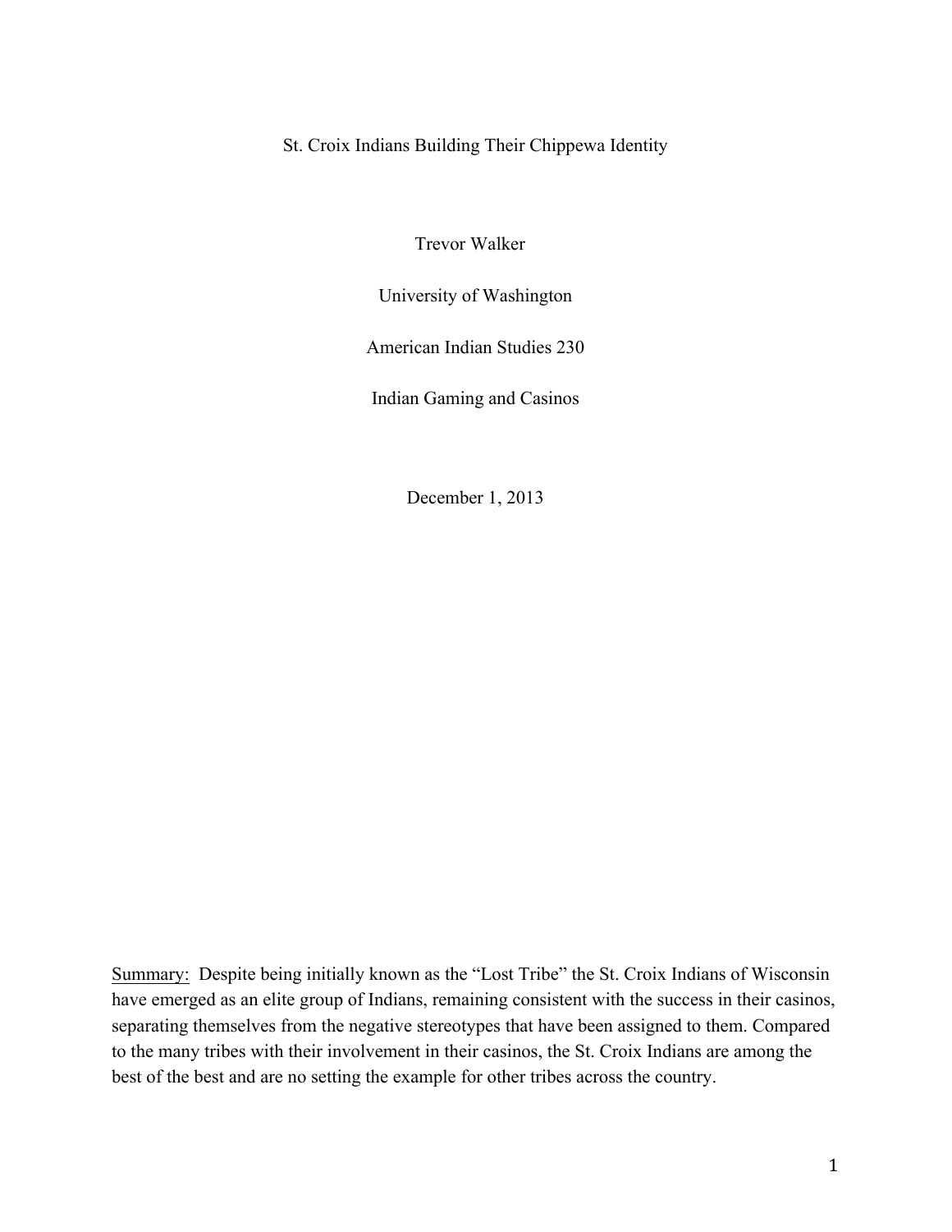# St. Croix Indians Building Their Chippewa Identity

Trevor Walker

University of Washington

American Indian Studies 230

Indian Gaming and Casinos

December 1, 2013

<u>Summary:</u> Despite being initially known as the "Lost Tribe" the St. Croix Indians of Wisconsin have emerged as an elite group of Indians, remaining consistent with the success in their casinos, separating themselves from the negative stereotypes that have been assigned to them. Compared to the many tribes with their involvement in their casinos, the St. Croix Indians are among the best of the best and are no setting the example for other tribes across the country.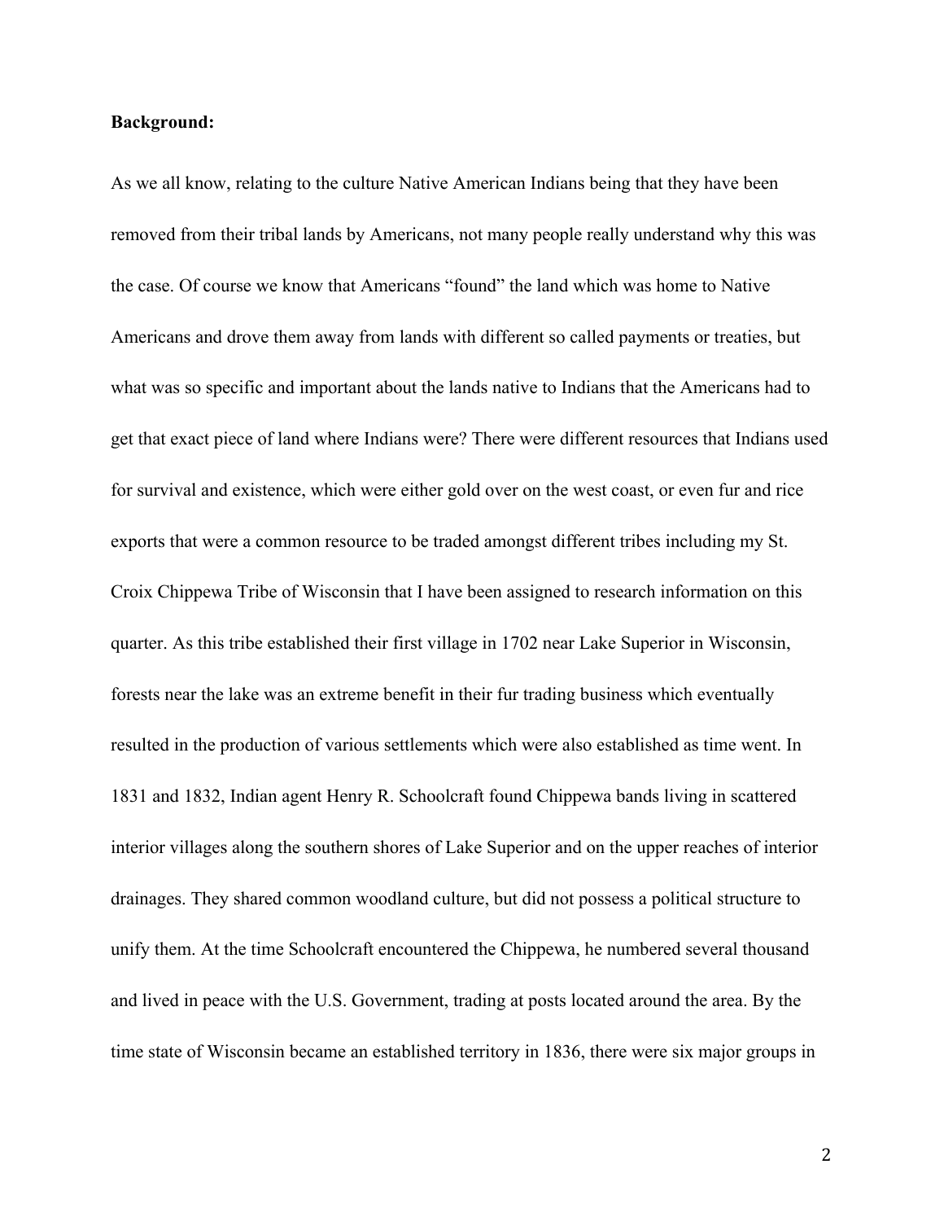**Background:**

As we all know, relating to the culture Native American Indians being that they have been removed from their tribal lands by Americans, not many people really understand why this was the case. Of course we know that Americans "found" the land which was home to Native Americans and drove them away from lands with different so called payments or treaties, but what was so specific and important about the lands native to Indians that the Americans had to get that exact piece of land where Indians were? There were different resources that Indians used for survival and existence, which were either gold over on the west coast, or even fur and rice exports that were a common resource to be traded amongst different tribes including my St. Croix Chippewa Tribe of Wisconsin that I have been assigned to research information on this quarter. As this tribe established their first village in 1702 near Lake Superior in Wisconsin, forests near the lake was an extreme benefit in their fur trading business which eventually resulted in the production of various settlements which were also established as time went. In 1831 and 1832, Indian agent Henry R. Schoolcraft found Chippewa bands living in scattered interior villages along the southern shores of Lake Superior and on the upper reaches of interior drainages. They shared common woodland culture, but did not possess a political structure to unify them. At the time Schoolcraft encountered the Chippewa, he numbered several thousand and lived in peace with the U.S. Government, trading at posts located around the area. By the time state of Wisconsin became an established territory in 1836, there were six major groups in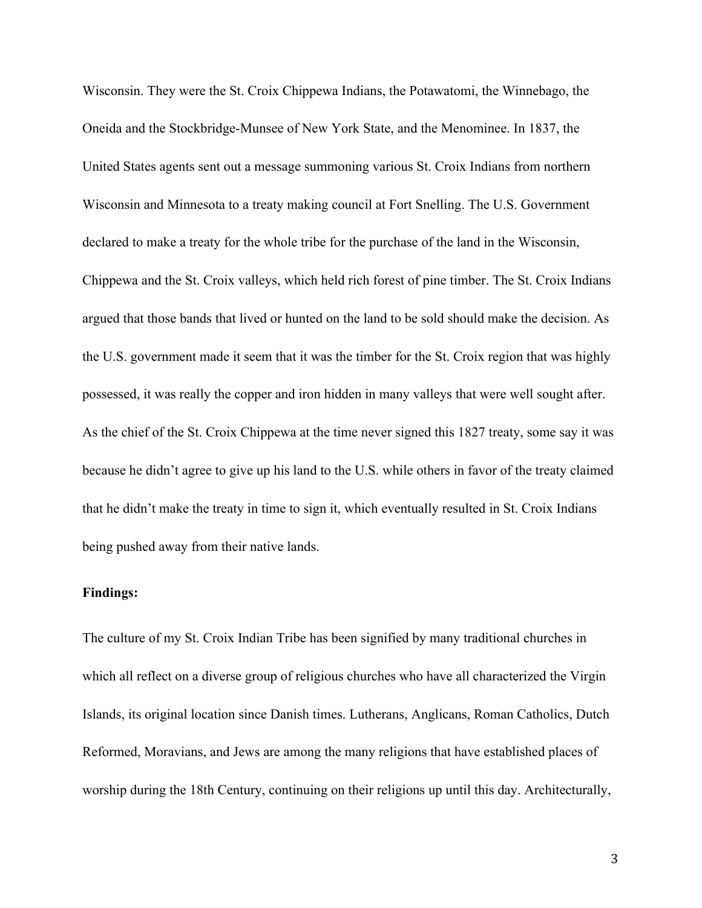Wisconsin. They were the St. Croix Chippewa Indians, the Potawatomi, the Winnebago, the Oneida and the Stockbridge-Munsee of New York State, and the Menominee. In 1837, the United States agents sent out a message summoning various St. Croix Indians from northern Wisconsin and Minnesota to a treaty making council at Fort Snelling. The U.S. Government declared to make a treaty for the whole tribe for the purchase of the land in the Wisconsin, Chippewa and the St. Croix valleys, which held rich forest of pine timber. The St. Croix Indians argued that those bands that lived or hunted on the land to be sold should make the decision. As the U.S. government made it seem that it was the timber for the St. Croix region that was highly possessed, it was really the copper and iron hidden in many valleys that were well sought after. As the chief of the St. Croix Chippewa at the time never signed this 1827 treaty, some say it was because he didn't agree to give up his land to the U.S. while others in favor of the treaty claimed that he didn't make the treaty in time to sign it, which eventually resulted in St. Croix Indians being pushed away from their native lands.

**Findings:**

The culture of my St. Croix Indian Tribe has been signified by many traditional churches in which all reflect on a diverse group of religious churches who have all characterized the Virgin Islands, its original location since Danish times. Lutherans, Anglicans, Roman Catholics, Dutch Reformed, Moravians, and Jews are among the many religions that have established places of worship during the 18th Century, continuing on their religions up until this day. Architecturally,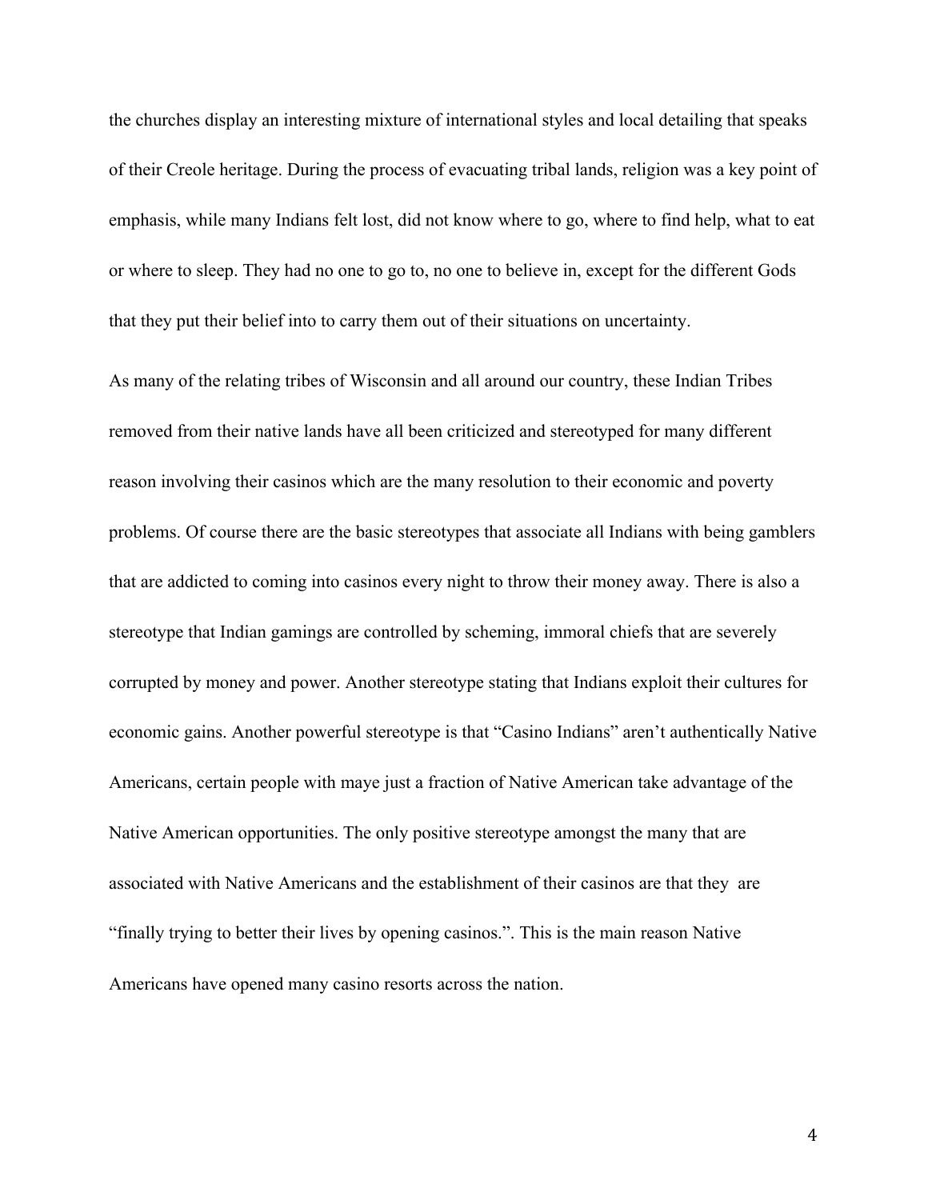the churches display an interesting mixture of international styles and local detailing that speaks of their Creole heritage. During the process of evacuating tribal lands, religion was a key point of emphasis, while many Indians felt lost, did not know where to go, where to find help, what to eat or where to sleep. They had no one to go to, no one to believe in, except for the different Gods that they put their belief into to carry them out of their situations on uncertainty.

As many of the relating tribes of Wisconsin and all around our country, these Indian Tribes removed from their native lands have all been criticized and stereotyped for many different reason involving their casinos which are the many resolution to their economic and poverty problems. Of course there are the basic stereotypes that associate all Indians with being gamblers that are addicted to coming into casinos every night to throw their money away. There is also a stereotype that Indian gamings are controlled by scheming, immoral chiefs that are severely corrupted by money and power. Another stereotype stating that Indians exploit their cultures for economic gains. Another powerful stereotype is that "Casino Indians" aren't authentically Native Americans, certain people with maye just a fraction of Native American take advantage of the Native American opportunities. The only positive stereotype amongst the many that are associated with Native Americans and the establishment of their casinos are that they are "finally trying to better their lives by opening casinos.". This is the main reason Native Americans have opened many casino resorts across the nation.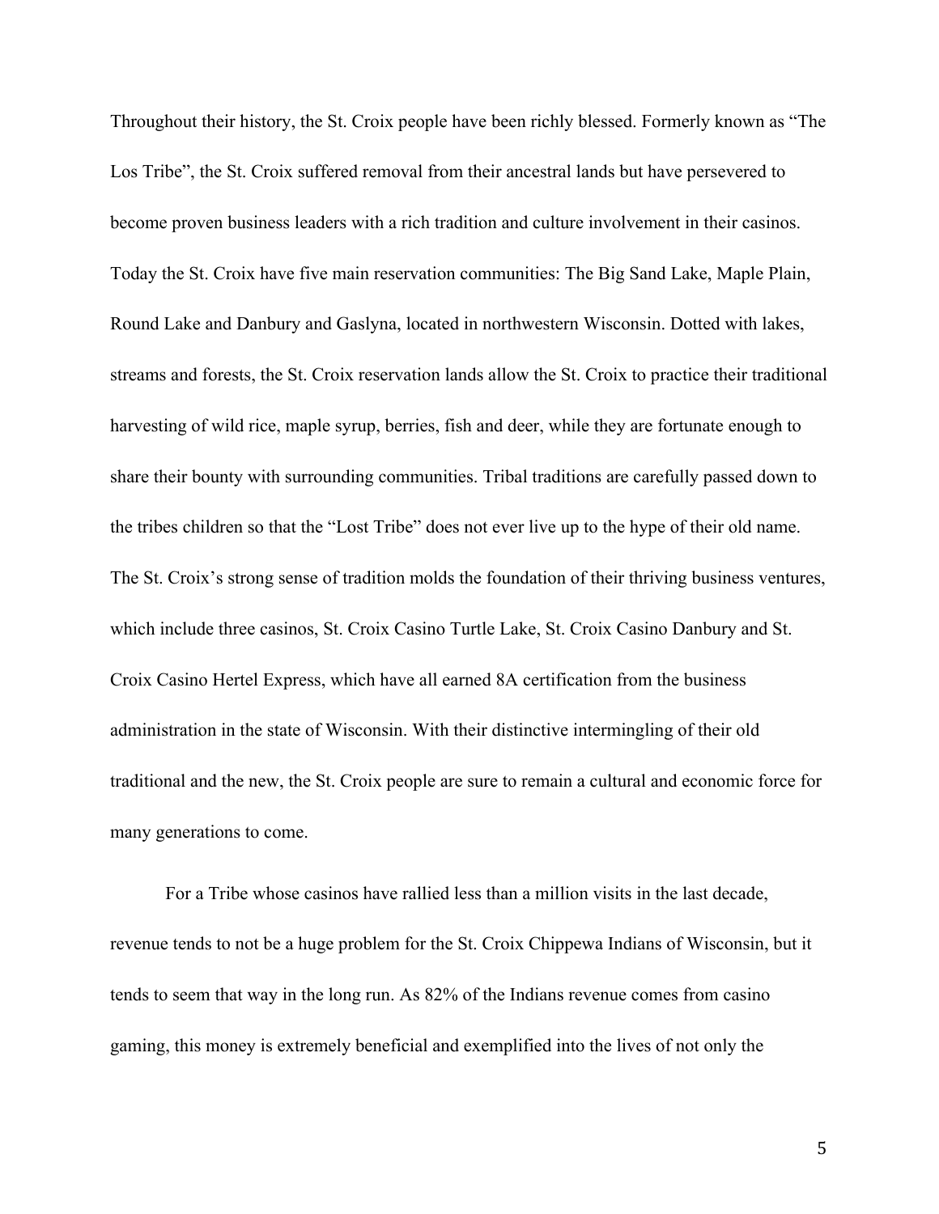Throughout their history, the St. Croix people have been richly blessed. Formerly known as "The Los Tribe", the St. Croix suffered removal from their ancestral lands but have persevered to become proven business leaders with a rich tradition and culture involvement in their casinos. Today the St. Croix have five main reservation communities: The Big Sand Lake, Maple Plain, Round Lake and Danbury and Gaslyna, located in northwestern Wisconsin. Dotted with lakes, streams and forests, the St. Croix reservation lands allow the St. Croix to practice their traditional harvesting of wild rice, maple syrup, berries, fish and deer, while they are fortunate enough to share their bounty with surrounding communities. Tribal traditions are carefully passed down to the tribes children so that the "Lost Tribe" does not ever live up to the hype of their old name. The St. Croix's strong sense of tradition molds the foundation of their thriving business ventures, which include three casinos, St. Croix Casino Turtle Lake, St. Croix Casino Danbury and St. Croix Casino Hertel Express, which have all earned 8A certification from the business administration in the state of Wisconsin. With their distinctive intermingling of their old traditional and the new, the St. Croix people are sure to remain a cultural and economic force for many generations to come.

For a Tribe whose casinos have rallied less than a million visits in the last decade, revenue tends to not be a huge problem for the St. Croix Chippewa Indians of Wisconsin, but it tends to seem that way in the long run. As 82% of the Indians revenue comes from casino gaming, this money is extremely beneficial and exemplified into the lives of not only the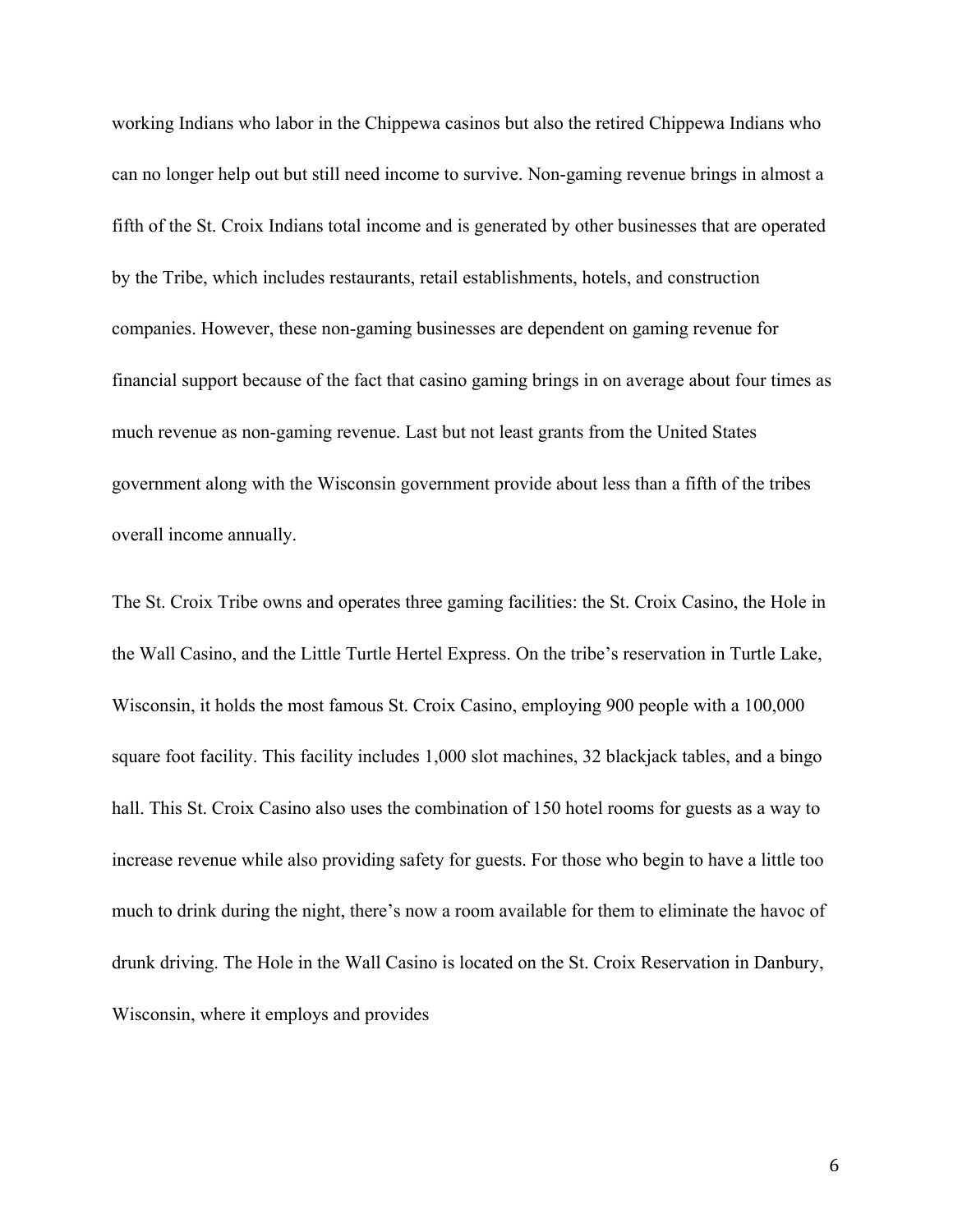working Indians who labor in the Chippewa casinos but also the retired Chippewa Indians who can no longer help out but still need income to survive. Non-gaming revenue brings in almost a fifth of the St. Croix Indians total income and is generated by other businesses that are operated by the Tribe, which includes restaurants, retail establishments, hotels, and construction companies. However, these non-gaming businesses are dependent on gaming revenue for financial support because of the fact that casino gaming brings in on average about four times as much revenue as non-gaming revenue. Last but not least grants from the United States government along with the Wisconsin government provide about less than a fifth of the tribes overall income annually.

The St. Croix Tribe owns and operates three gaming facilities: the St. Croix Casino, the Hole in the Wall Casino, and the Little Turtle Hertel Express. On the tribe's reservation in Turtle Lake, Wisconsin, it holds the most famous St. Croix Casino, employing 900 people with a 100,000 square foot facility. This facility includes 1,000 slot machines, 32 blackjack tables, and a bingo hall. This St. Croix Casino also uses the combination of 150 hotel rooms for guests as a way to increase revenue while also providing safety for guests. For those who begin to have a little too much to drink during the night, there's now a room available for them to eliminate the havoc of drunk driving. The Hole in the Wall Casino is located on the St. Croix Reservation in Danbury, Wisconsin, where it employs and provides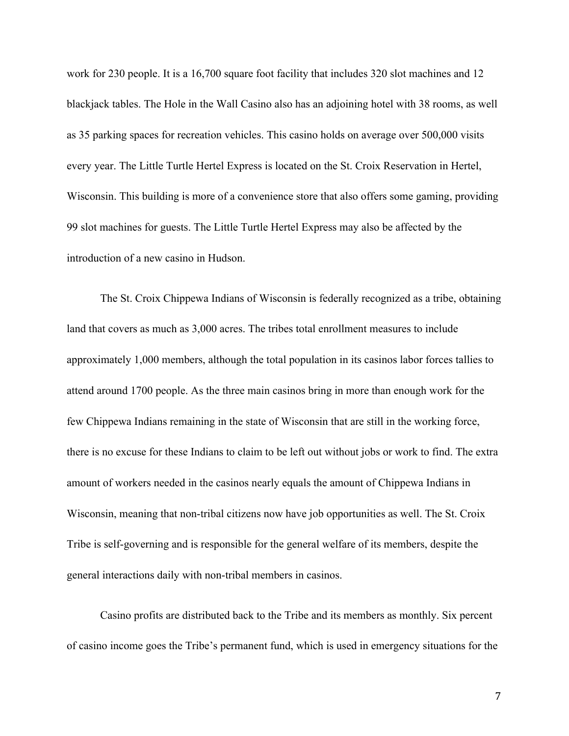work for 230 people. It is a 16,700 square foot facility that includes 320 slot machines and 12 blackjack tables. The Hole in the Wall Casino also has an adjoining hotel with 38 rooms, as well as 35 parking spaces for recreation vehicles. This casino holds on average over 500,000 visits every year. The Little Turtle Hertel Express is located on the St. Croix Reservation in Hertel, Wisconsin. This building is more of a convenience store that also offers some gaming, providing 99 slot machines for guests. The Little Turtle Hertel Express may also be affected by the introduction of a new casino in Hudson.

The St. Croix Chippewa Indians of Wisconsin is federally recognized as a tribe, obtaining land that covers as much as 3,000 acres. The tribes total enrollment measures to include approximately 1,000 members, although the total population in its casinos labor forces tallies to attend around 1700 people. As the three main casinos bring in more than enough work for the few Chippewa Indians remaining in the state of Wisconsin that are still in the working force, there is no excuse for these Indians to claim to be left out without jobs or work to find. The extra amount of workers needed in the casinos nearly equals the amount of Chippewa Indians in Wisconsin, meaning that non-tribal citizens now have job opportunities as well. The St. Croix Tribe is self-governing and is responsible for the general welfare of its members, despite the general interactions daily with non-tribal members in casinos.

Casino profits are distributed back to the Tribe and its members as monthly. Six percent of casino income goes the Tribe's permanent fund, which is used in emergency situations for the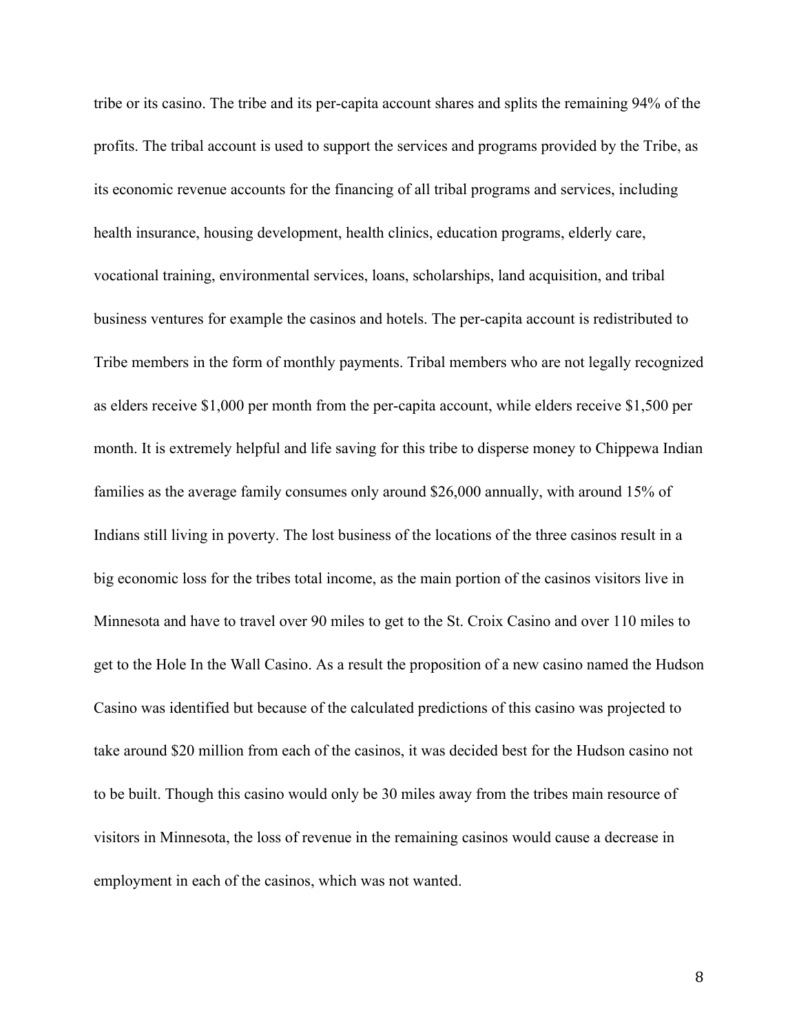tribe or its casino. The tribe and its per-capita account shares and splits the remaining 94% of the profits. The tribal account is used to support the services and programs provided by the Tribe, as its economic revenue accounts for the financing of all tribal programs and services, including health insurance, housing development, health clinics, education programs, elderly care, vocational training, environmental services, loans, scholarships, land acquisition, and tribal business ventures for example the casinos and hotels. The per-capita account is redistributed to Tribe members in the form of monthly payments. Tribal members who are not legally recognized as elders receive $1,000 per month from the per-capita account, while elders receive $1,500 per month. It is extremely helpful and life saving for this tribe to disperse money to Chippewa Indian families as the average family consumes only around $26,000 annually, with around 15% of Indians still living in poverty. The lost business of the locations of the three casinos result in a big economic loss for the tribes total income, as the main portion of the casinos visitors live in Minnesota and have to travel over 90 miles to get to the St. Croix Casino and over 110 miles to get to the Hole In the Wall Casino. As a result the proposition of a new casino named the Hudson Casino was identified but because of the calculated predictions of this casino was projected to take around $20 million from each of the casinos, it was decided best for the Hudson casino not to be built. Though this casino would only be 30 miles away from the tribes main resource of visitors in Minnesota, the loss of revenue in the remaining casinos would cause a decrease in employment in each of the casinos, which was not wanted.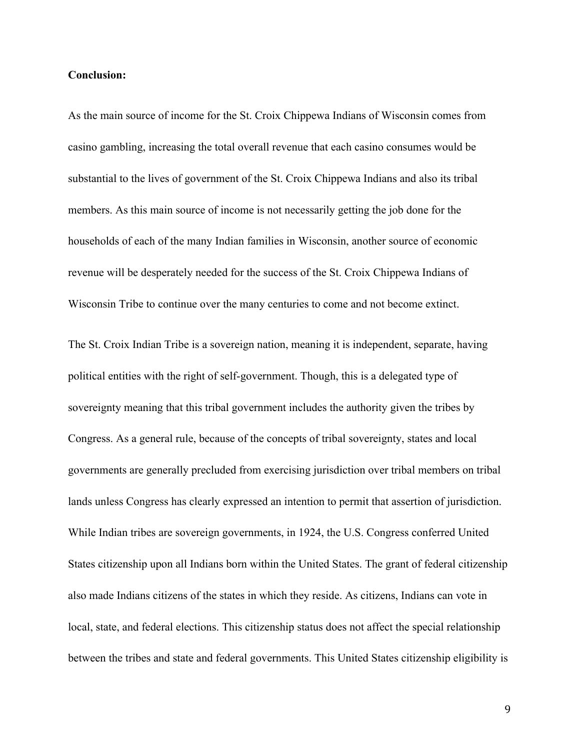**Conclusion:**

As the main source of income for the St. Croix Chippewa Indians of Wisconsin comes from casino gambling, increasing the total overall revenue that each casino consumes would be substantial to the lives of government of the St. Croix Chippewa Indians and also its tribal members. As this main source of income is not necessarily getting the job done for the households of each of the many Indian families in Wisconsin, another source of economic revenue will be desperately needed for the success of the St. Croix Chippewa Indians of Wisconsin Tribe to continue over the many centuries to come and not become extinct.

The St. Croix Indian Tribe is a sovereign nation, meaning it is independent, separate, having political entities with the right of self-government. Though, this is a delegated type of sovereignty meaning that this tribal government includes the authority given the tribes by Congress. As a general rule, because of the concepts of tribal sovereignty, states and local governments are generally precluded from exercising jurisdiction over tribal members on tribal lands unless Congress has clearly expressed an intention to permit that assertion of jurisdiction. While Indian tribes are sovereign governments, in 1924, the U.S. Congress conferred United States citizenship upon all Indians born within the United States. The grant of federal citizenship also made Indians citizens of the states in which they reside. As citizens, Indians can vote in local, state, and federal elections. This citizenship status does not affect the special relationship between the tribes and state and federal governments. This United States citizenship eligibility is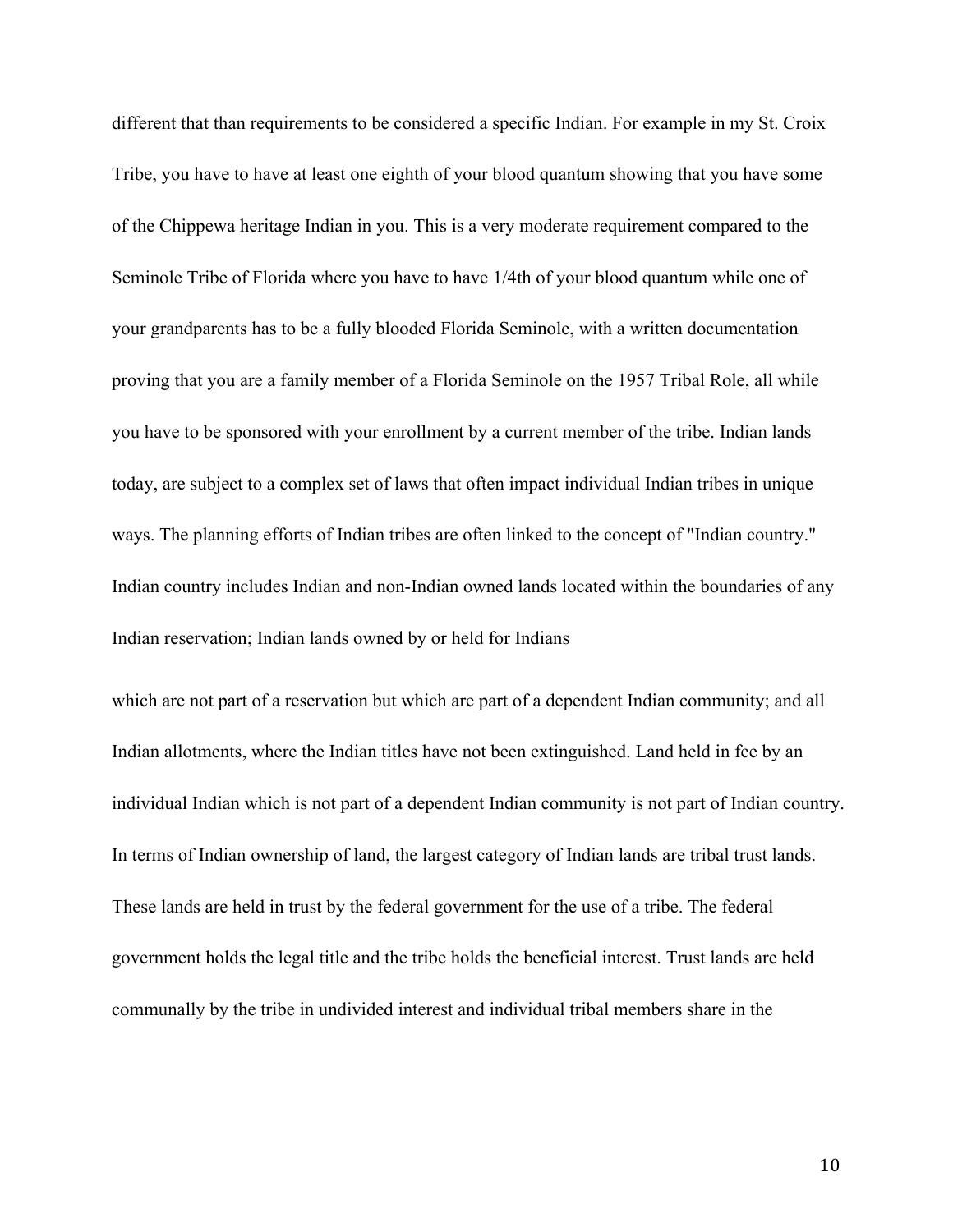different that than requirements to be considered a specific Indian. For example in my St. Croix Tribe, you have to have at least one eighth of your blood quantum showing that you have some of the Chippewa heritage Indian in you. This is a very moderate requirement compared to the Seminole Tribe of Florida where you have to have 1/4th of your blood quantum while one of your grandparents has to be a fully blooded Florida Seminole, with a written documentation proving that you are a family member of a Florida Seminole on the 1957 Tribal Role, all while you have to be sponsored with your enrollment by a current member of the tribe. Indian lands today, are subject to a complex set of laws that often impact individual Indian tribes in unique ways. The planning efforts of Indian tribes are often linked to the concept of "Indian country." Indian country includes Indian and non-Indian owned lands located within the boundaries of any Indian reservation; Indian lands owned by or held for Indians

which are not part of a reservation but which are part of a dependent Indian community; and all Indian allotments, where the Indian titles have not been extinguished. Land held in fee by an individual Indian which is not part of a dependent Indian community is not part of Indian country. In terms of Indian ownership of land, the largest category of Indian lands are tribal trust lands. These lands are held in trust by the federal government for the use of a tribe. The federal government holds the legal title and the tribe holds the beneficial interest. Trust lands are held communally by the tribe in undivided interest and individual tribal members share in the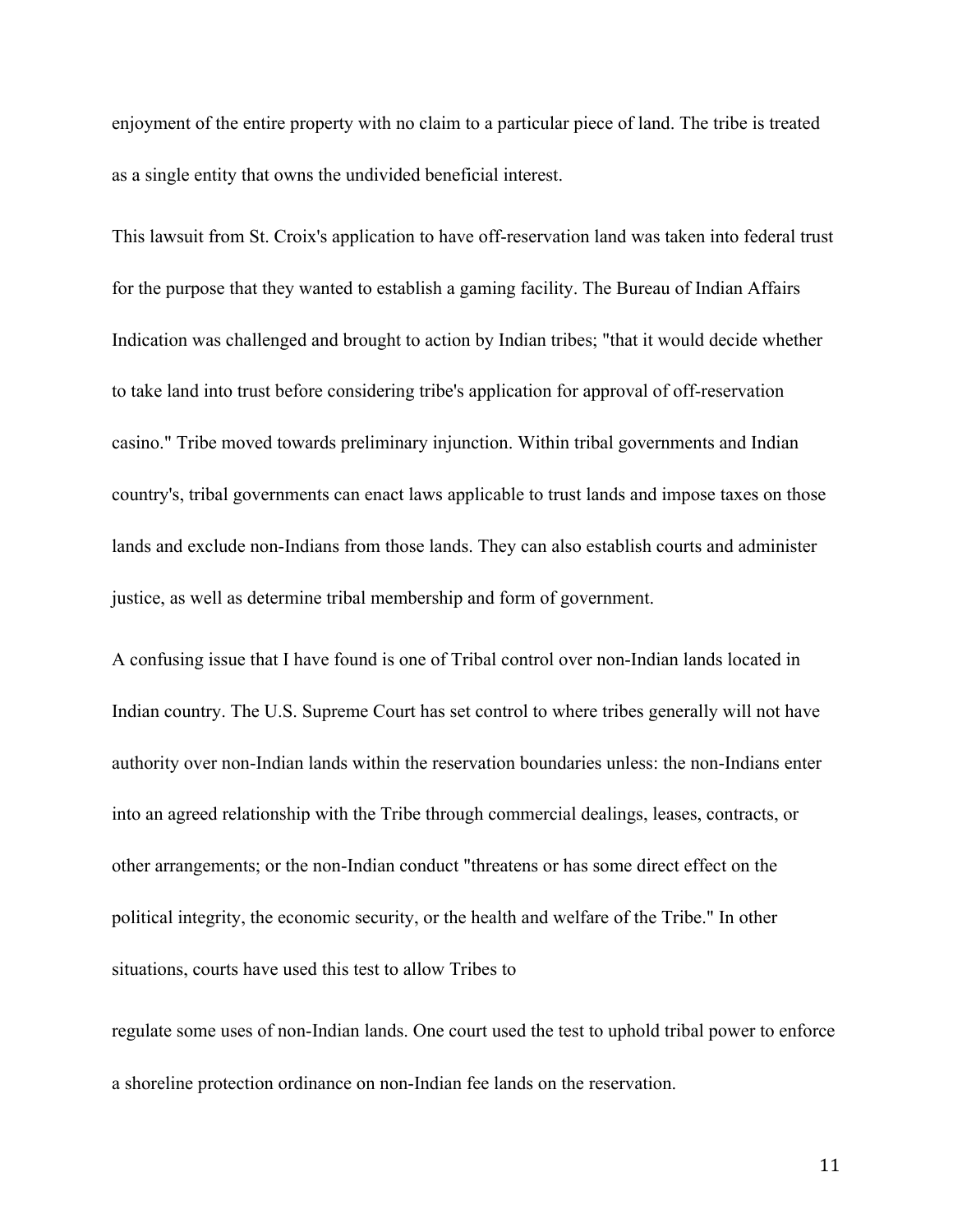enjoyment of the entire property with no claim to a particular piece of land. The tribe is treated as a single entity that owns the undivided beneficial interest.

This lawsuit from St. Croix's application to have off-reservation land was taken into federal trust for the purpose that they wanted to establish a gaming facility. The Bureau of Indian Affairs Indication was challenged and brought to action by Indian tribes; "that it would decide whether to take land into trust before considering tribe's application for approval of off-reservation casino." Tribe moved towards preliminary injunction. Within tribal governments and Indian country's, tribal governments can enact laws applicable to trust lands and impose taxes on those lands and exclude non-Indians from those lands. They can also establish courts and administer justice, as well as determine tribal membership and form of government.

A confusing issue that I have found is one of Tribal control over non-Indian lands located in Indian country. The U.S. Supreme Court has set control to where tribes generally will not have authority over non-Indian lands within the reservation boundaries unless: the non-Indians enter into an agreed relationship with the Tribe through commercial dealings, leases, contracts, or other arrangements; or the non-Indian conduct "threatens or has some direct effect on the political integrity, the economic security, or the health and welfare of the Tribe." In other situations, courts have used this test to allow Tribes to regulate some uses of non-Indian lands. One court used the test to uphold tribal power to enforce a shoreline protection ordinance on non-Indian fee lands on the reservation.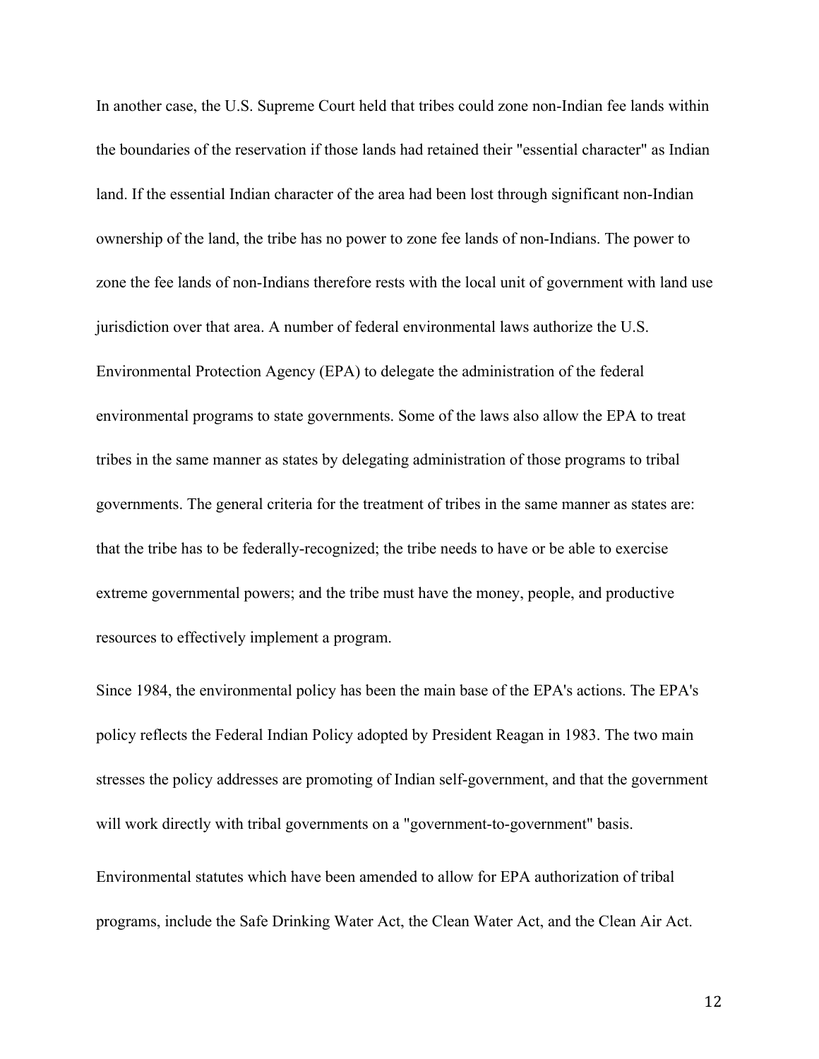In another case, the U.S. Supreme Court held that tribes could zone non-Indian fee lands within the boundaries of the reservation if those lands had retained their "essential character" as Indian land. If the essential Indian character of the area had been lost through significant non-Indian ownership of the land, the tribe has no power to zone fee lands of non-Indians. The power to zone the fee lands of non-Indians therefore rests with the local unit of government with land use jurisdiction over that area. A number of federal environmental laws authorize the U.S. Environmental Protection Agency (EPA) to delegate the administration of the federal environmental programs to state governments. Some of the laws also allow the EPA to treat tribes in the same manner as states by delegating administration of those programs to tribal governments. The general criteria for the treatment of tribes in the same manner as states are: that the tribe has to be federally-recognized; the tribe needs to have or be able to exercise extreme governmental powers; and the tribe must have the money, people, and productive resources to effectively implement a program.

Since 1984, the environmental policy has been the main base of the EPA's actions. The EPA's policy reflects the Federal Indian Policy adopted by President Reagan in 1983. The two main stresses the policy addresses are promoting of Indian self-government, and that the government will work directly with tribal governments on a "government-to-government" basis.

Environmental statutes which have been amended to allow for EPA authorization of tribal programs, include the Safe Drinking Water Act, the Clean Water Act, and the Clean Air Act.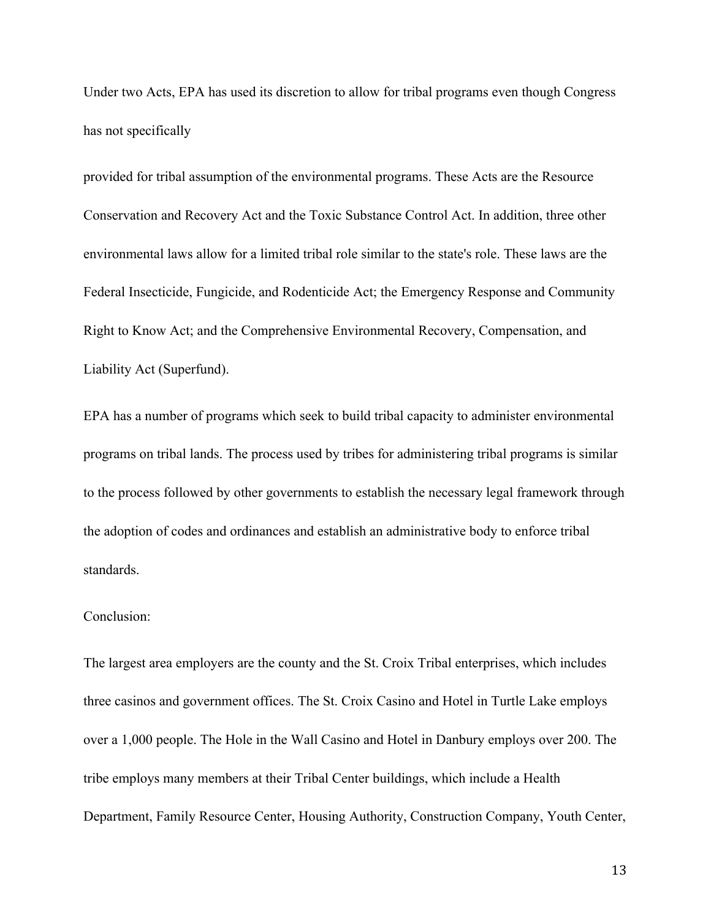Under two Acts, EPA has used its discretion to allow for tribal programs even though Congress has not specifically

provided for tribal assumption of the environmental programs. These Acts are the Resource Conservation and Recovery Act and the Toxic Substance Control Act. In addition, three other environmental laws allow for a limited tribal role similar to the state's role. These laws are the Federal Insecticide, Fungicide, and Rodenticide Act; the Emergency Response and Community Right to Know Act; and the Comprehensive Environmental Recovery, Compensation, and Liability Act (Superfund).

EPA has a number of programs which seek to build tribal capacity to administer environmental programs on tribal lands. The process used by tribes for administering tribal programs is similar to the process followed by other governments to establish the necessary legal framework through the adoption of codes and ordinances and establish an administrative body to enforce tribal standards.

Conclusion:

The largest area employers are the county and the St. Croix Tribal enterprises, which includes three casinos and government offices. The St. Croix Casino and Hotel in Turtle Lake employs over a 1,000 people. The Hole in the Wall Casino and Hotel in Danbury employs over 200. The tribe employs many members at their Tribal Center buildings, which include a Health Department, Family Resource Center, Housing Authority, Construction Company, Youth Center,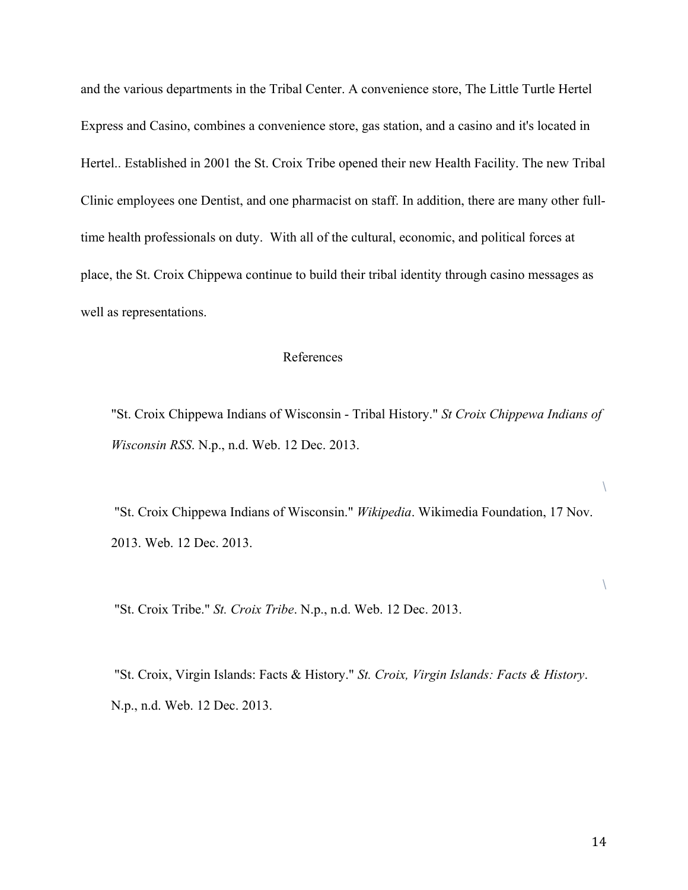and the various departments in the Tribal Center. A convenience store, The Little Turtle Hertel Express and Casino, combines a convenience store, gas station, and a casino and it's located in Hertel.. Established in 2001 the St. Croix Tribe opened their new Health Facility. The new Tribal Clinic employees one Dentist, and one pharmacist on staff. In addition, there are many other full-time health professionals on duty. With all of the cultural, economic, and political forces at place, the St. Croix Chippewa continue to build their tribal identity through casino messages as well as representations.

## References

"St. Croix Chippewa Indians of Wisconsin - Tribal History." *St Croix Chippewa Indians of Wisconsin RSS*. N.p., n.d. Web. 12 Dec. 2013.

"St. Croix Chippewa Indians of Wisconsin." *Wikipedia*. Wikimedia Foundation, 17 Nov. 2013. Web. 12 Dec. 2013.

"St. Croix Tribe." *St. Croix Tribe*. N.p., n.d. Web. 12 Dec. 2013.

"St. Croix, Virgin Islands: Facts & History." *St. Croix, Virgin Islands: Facts & History*. N.p., n.d. Web. 12 Dec. 2013.